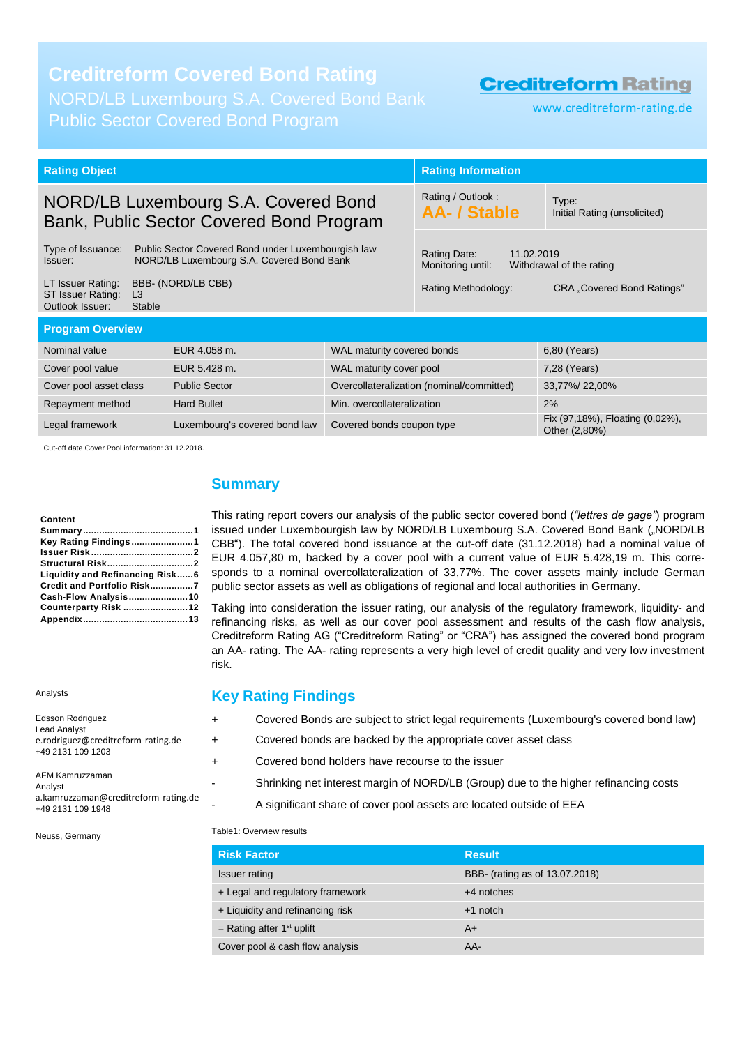# Creditreform Covered Bond Rating

NORD/LB Luxembourg S.A. Covered Bond Bank
Public Sector Covered Bond Program

**Creditreform Rating**
www.creditreform-rating.de

| Rating Object | Rating Information | |
|---|---|---|
| NORD/LB Luxembourg S.A. Covered Bond Bank, Public Sector Covered Bond Program | Rating / Outlook : **AA- / Stable** | Type: Initial Rating (unsolicited) |
| Type of Issuance: Public Sector Covered Bond under Luxembourgish law<br>Issuer: NORD/LB Luxembourg S.A. Covered Bond Bank | Rating Date: 11.02.2019<br>Monitoring until: Withdrawal of the rating | |
| LT Issuer Rating: BBB- (NORD/LB CBB)<br>ST Issuer Rating: L3<br>Outlook Issuer: Stable | Rating Methodology: CRA „Covered Bond Ratings" | |

**Program Overview**

| | | | |
|---|---|---|---|
| Nominal value | EUR 4.058 m. | WAL maturity covered bonds | 6,80 (Years) |
| Cover pool value | EUR 5.428 m. | WAL maturity cover pool | 7,28 (Years) |
| Cover pool asset class | Public Sector | Overcollateralization (nominal/committed) | 33,77%/ 22,00% |
| Repayment method | Hard Bullet | Min. overcollateralization | 2% |
| Legal framework | Luxembourg's covered bond law | Covered bonds coupon type | Fix (97,18%), Floating (0,02%), Other (2,80%) |

Cut-off date Cover Pool information: 31.12.2018.

**Content**
- Summary ........................................ 1
- Key Rating Findings ........................ 1
- Issuer Risk ...................................... 2
- Structural Risk ................................. 2
- Liquidity and Refinancing Risk ...... 6
- Credit and Portfolio Risk ................ 7
- Cash-Flow Analysis ....................... 10
- Counterparty Risk ......................... 12
- Appendix ....................................... 13

Analysts

Edsson Rodriguez
Lead Analyst
e.rodriguez@creditreform-rating.de
+49 2131 109 1203

AFM Kamruzzaman
Analyst
a.kamruzzaman@creditreform-rating.de
+49 2131 109 1948

Neuss, Germany

## Summary

This rating report covers our analysis of the public sector covered bond (*"lettres de gage"*) program issued under Luxembourgish law by NORD/LB Luxembourg S.A. Covered Bond Bank („NORD/LB CBB"). The total covered bond issuance at the cut-off date (31.12.2018) had a nominal value of EUR 4.057,80 m, backed by a cover pool with a current value of EUR 5.428,19 m. This corresponds to a nominal overcollateralization of 33,77%. The cover assets mainly include German public sector assets as well as obligations of regional and local authorities in Germany.

Taking into consideration the issuer rating, our analysis of the regulatory framework, liquidity- and refinancing risks, as well as our cover pool assessment and results of the cash flow analysis, Creditreform Rating AG ("Creditreform Rating" or "CRA") has assigned the covered bond program an AA- rating. The AA- rating represents a very high level of credit quality and very low investment risk.

## Key Rating Findings

- \+ Covered Bonds are subject to strict legal requirements (Luxembourg's covered bond law)
- \+ Covered bonds are backed by the appropriate cover asset class
- \+ Covered bond holders have recourse to the issuer
- \- Shrinking net interest margin of NORD/LB (Group) due to the higher refinancing costs
- \- A significant share of cover pool assets are located outside of EEA

Table1: Overview results

| Risk Factor | Result |
|---|---|
| Issuer rating | BBB- (rating as of 13.07.2018) |
| + Legal and regulatory framework | +4 notches |
| + Liquidity and refinancing risk | +1 notch |
| = Rating after 1st uplift | A+ |
| Cover pool & cash flow analysis | AA- |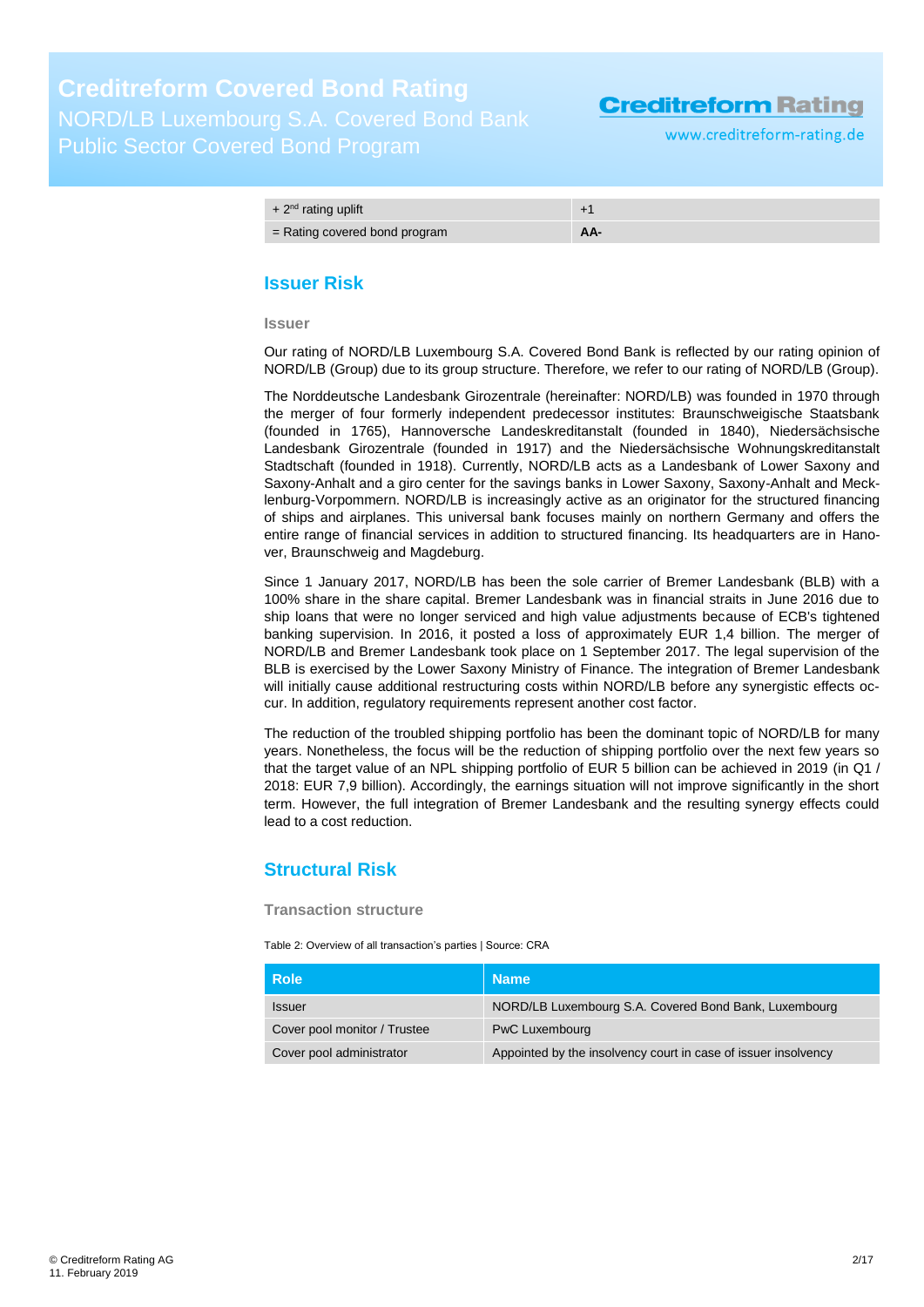| | |
|---|---|
| + 2nd rating uplift | +1 |
| = Rating covered bond program | **AA-** |

## Issuer Risk

### Issuer

Our rating of NORD/LB Luxembourg S.A. Covered Bond Bank is reflected by our rating opinion of NORD/LB (Group) due to its group structure. Therefore, we refer to our rating of NORD/LB (Group).

The Norddeutsche Landesbank Girozentrale (hereinafter: NORD/LB) was founded in 1970 through the merger of four formerly independent predecessor institutes: Braunschweigische Staatsbank (founded in 1765), Hannoversche Landeskreditanstalt (founded in 1840), Niedersächsische Landesbank Girozentrale (founded in 1917) and the Niedersächsische Wohnungskreditanstalt Stadtschaft (founded in 1918). Currently, NORD/LB acts as a Landesbank of Lower Saxony and Saxony-Anhalt and a giro center for the savings banks in Lower Saxony, Saxony-Anhalt and Mecklenburg-Vorpommern. NORD/LB is increasingly active as an originator for the structured financing of ships and airplanes. This universal bank focuses mainly on northern Germany and offers the entire range of financial services in addition to structured financing. Its headquarters are in Hanover, Braunschweig and Magdeburg.

Since 1 January 2017, NORD/LB has been the sole carrier of Bremer Landesbank (BLB) with a 100% share in the share capital. Bremer Landesbank was in financial straits in June 2016 due to ship loans that were no longer serviced and high value adjustments because of ECB's tightened banking supervision. In 2016, it posted a loss of approximately EUR 1,4 billion. The merger of NORD/LB and Bremer Landesbank took place on 1 September 2017. The legal supervision of the BLB is exercised by the Lower Saxony Ministry of Finance. The integration of Bremer Landesbank will initially cause additional restructuring costs within NORD/LB before any synergistic effects occur. In addition, regulatory requirements represent another cost factor.

The reduction of the troubled shipping portfolio has been the dominant topic of NORD/LB for many years. Nonetheless, the focus will be the reduction of shipping portfolio over the next few years so that the target value of an NPL shipping portfolio of EUR 5 billion can be achieved in 2019 (in Q1 / 2018: EUR 7,9 billion). Accordingly, the earnings situation will not improve significantly in the short term. However, the full integration of Bremer Landesbank and the resulting synergy effects could lead to a cost reduction.

## Structural Risk

### Transaction structure

Table 2: Overview of all transaction's parties | Source: CRA

| Role | Name |
|---|---|
| Issuer | NORD/LB Luxembourg S.A. Covered Bond Bank, Luxembourg |
| Cover pool monitor / Trustee | PwC Luxembourg |
| Cover pool administrator | Appointed by the insolvency court in case of issuer insolvency |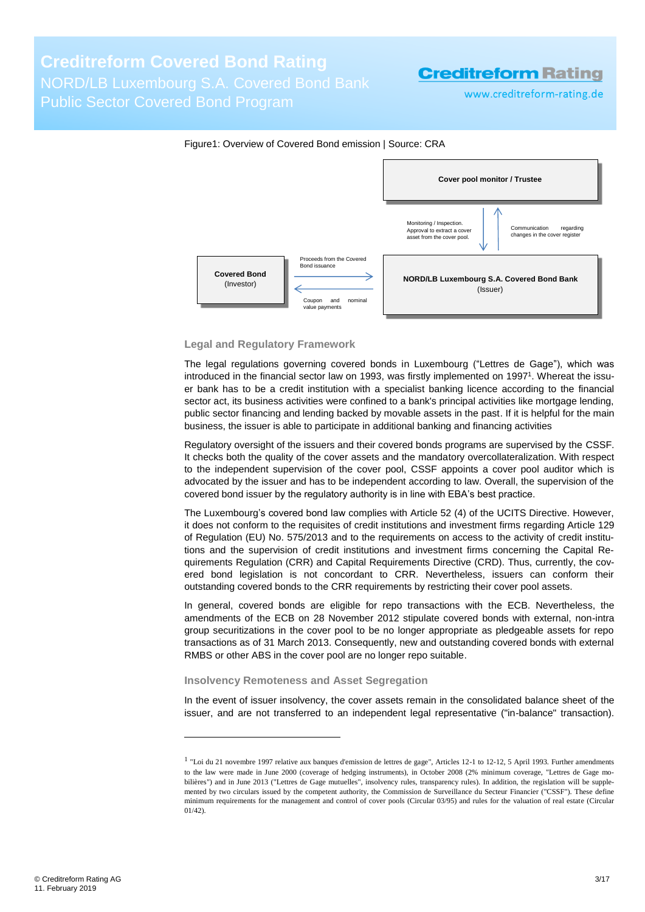Figure1: Overview of Covered Bond emission | Source: CRA

Cover pool monitor / Trustee

Monitoring / Inspection. Approval to extract a cover asset from the cover pool.

Communication regarding changes in the cover register

Covered Bond (Investor)

Proceeds from the Covered Bond issuance

Coupon and nominal value payments

NORD/LB Luxembourg S.A. Covered Bond Bank (Issuer)

### Legal and Regulatory Framework

The legal regulations governing covered bonds in Luxembourg ("Lettres de Gage"), which was introduced in the financial sector law on 1993, was firstly implemented on 1997[1]. Whereat the issuer bank has to be a credit institution with a specialist banking licence according to the financial sector act, its business activities were confined to a bank's principal activities like mortgage lending, public sector financing and lending backed by movable assets in the past. If it is helpful for the main business, the issuer is able to participate in additional banking and financing activities

Regulatory oversight of the issuers and their covered bonds programs are supervised by the CSSF. It checks both the quality of the cover assets and the mandatory overcollateralization. With respect to the independent supervision of the cover pool, CSSF appoints a cover pool auditor which is advocated by the issuer and has to be independent according to law. Overall, the supervision of the covered bond issuer by the regulatory authority is in line with EBA's best practice.

The Luxembourg's covered bond law complies with Article 52 (4) of the UCITS Directive. However, it does not conform to the requisites of credit institutions and investment firms regarding Article 129 of Regulation (EU) No. 575/2013 and to the requirements on access to the activity of credit institutions and the supervision of credit institutions and investment firms concerning the Capital Requirements Regulation (CRR) and Capital Requirements Directive (CRD). Thus, currently, the covered bond legislation is not concordant to CRR. Nevertheless, issuers can conform their outstanding covered bonds to the CRR requirements by restricting their cover pool assets.

In general, covered bonds are eligible for repo transactions with the ECB. Nevertheless, the amendments of the ECB on 28 November 2012 stipulate covered bonds with external, non-intra group securitizations in the cover pool to be no longer appropriate as pledgeable assets for repo transactions as of 31 March 2013. Consequently, new and outstanding covered bonds with external RMBS or other ABS in the cover pool are no longer repo suitable.

### Insolvency Remoteness and Asset Segregation

In the event of issuer insolvency, the cover assets remain in the consolidated balance sheet of the issuer, and are not transferred to an independent legal representative ("in-balance" transaction).

---

[1] "Loi du 21 novembre 1997 relative aux banques d'emission de lettres de gage", Articles 12-1 to 12-12, 5 April 1993. Further amendments to the law were made in June 2000 (coverage of hedging instruments), in October 2008 (2% minimum coverage, "Lettres de Gage mobilières") and in June 2013 ("Lettres de Gage mutuelles", insolvency rules, transparency rules). In addition, the regislation will be supplemented by two circulars issued by the competent authority, the Commission de Surveillance du Secteur Financier ("CSSF"). These define minimum requirements for the management and control of cover pools (Circular 03/95) and rules for the valuation of real estate (Circular 01/42).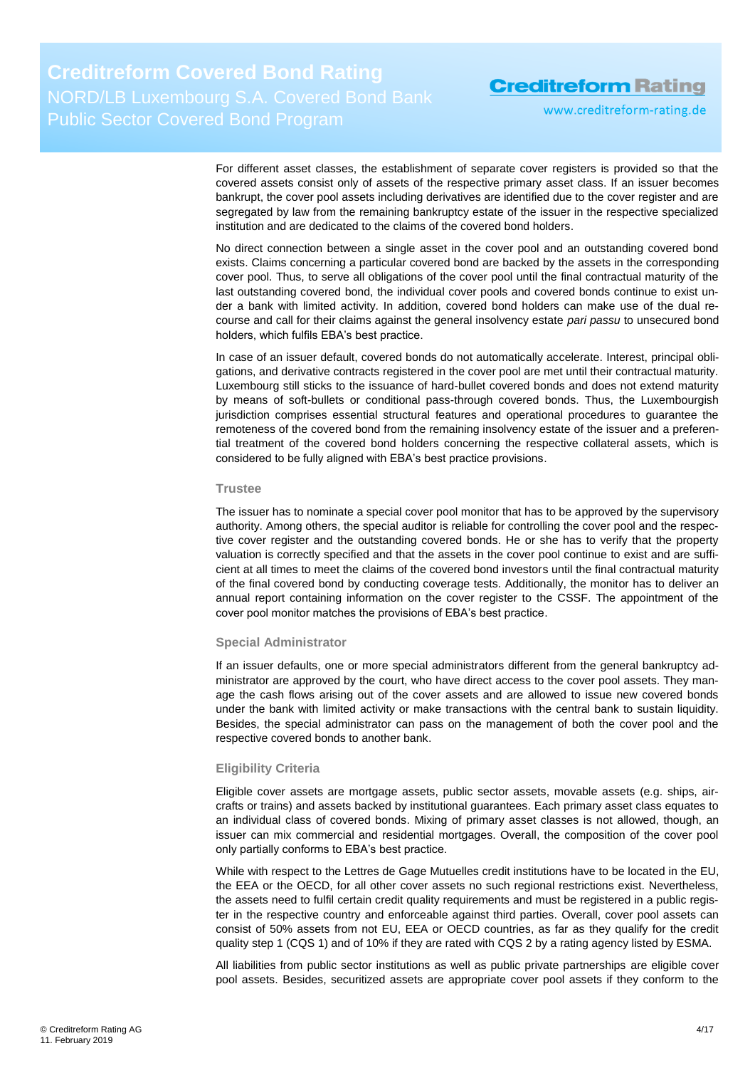For different asset classes, the establishment of separate cover registers is provided so that the covered assets consist only of assets of the respective primary asset class. If an issuer becomes bankrupt, the cover pool assets including derivatives are identified due to the cover register and are segregated by law from the remaining bankruptcy estate of the issuer in the respective specialized institution and are dedicated to the claims of the covered bond holders.

No direct connection between a single asset in the cover pool and an outstanding covered bond exists. Claims concerning a particular covered bond are backed by the assets in the corresponding cover pool. Thus, to serve all obligations of the cover pool until the final contractual maturity of the last outstanding covered bond, the individual cover pools and covered bonds continue to exist under a bank with limited activity. In addition, covered bond holders can make use of the dual recourse and call for their claims against the general insolvency estate *pari passu* to unsecured bond holders, which fulfils EBA's best practice.

In case of an issuer default, covered bonds do not automatically accelerate. Interest, principal obligations, and derivative contracts registered in the cover pool are met until their contractual maturity. Luxembourg still sticks to the issuance of hard-bullet covered bonds and does not extend maturity by means of soft-bullets or conditional pass-through covered bonds. Thus, the Luxembourgish jurisdiction comprises essential structural features and operational procedures to guarantee the remoteness of the covered bond from the remaining insolvency estate of the issuer and a preferential treatment of the covered bond holders concerning the respective collateral assets, which is considered to be fully aligned with EBA's best practice provisions.

### Trustee

The issuer has to nominate a special cover pool monitor that has to be approved by the supervisory authority. Among others, the special auditor is reliable for controlling the cover pool and the respective cover register and the outstanding covered bonds. He or she has to verify that the property valuation is correctly specified and that the assets in the cover pool continue to exist and are sufficient at all times to meet the claims of the covered bond investors until the final contractual maturity of the final covered bond by conducting coverage tests. Additionally, the monitor has to deliver an annual report containing information on the cover register to the CSSF. The appointment of the cover pool monitor matches the provisions of EBA's best practice.

### Special Administrator

If an issuer defaults, one or more special administrators different from the general bankruptcy administrator are approved by the court, who have direct access to the cover pool assets. They manage the cash flows arising out of the cover assets and are allowed to issue new covered bonds under the bank with limited activity or make transactions with the central bank to sustain liquidity. Besides, the special administrator can pass on the management of both the cover pool and the respective covered bonds to another bank.

### Eligibility Criteria

Eligible cover assets are mortgage assets, public sector assets, movable assets (e.g. ships, aircrafts or trains) and assets backed by institutional guarantees. Each primary asset class equates to an individual class of covered bonds. Mixing of primary asset classes is not allowed, though, an issuer can mix commercial and residential mortgages. Overall, the composition of the cover pool only partially conforms to EBA's best practice.

While with respect to the Lettres de Gage Mutuelles credit institutions have to be located in the EU, the EEA or the OECD, for all other cover assets no such regional restrictions exist. Nevertheless, the assets need to fulfil certain credit quality requirements and must be registered in a public register in the respective country and enforceable against third parties. Overall, cover pool assets can consist of 50% assets from not EU, EEA or OECD countries, as far as they qualify for the credit quality step 1 (CQS 1) and of 10% if they are rated with CQS 2 by a rating agency listed by ESMA.

All liabilities from public sector institutions as well as public private partnerships are eligible cover pool assets. Besides, securitized assets are appropriate cover pool assets if they conform to the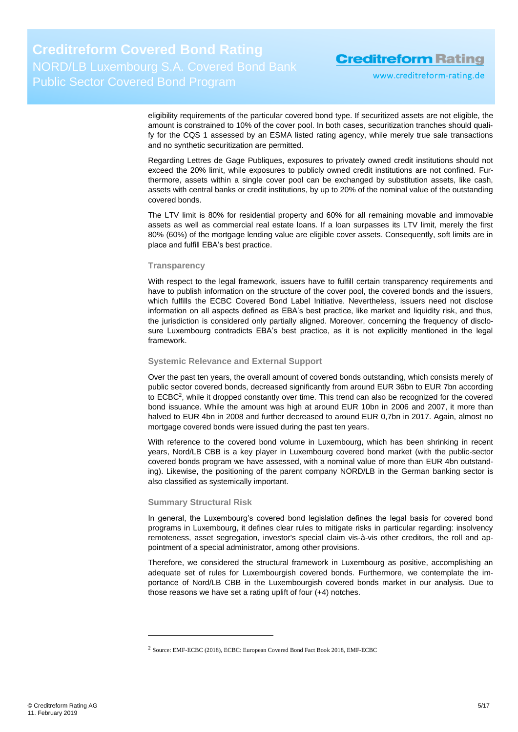eligibility requirements of the particular covered bond type. If securitized assets are not eligible, the amount is constrained to 10% of the cover pool. In both cases, securitization tranches should qualify for the CQS 1 assessed by an ESMA listed rating agency, while merely true sale transactions and no synthetic securitization are permitted.

Regarding Lettres de Gage Publiques, exposures to privately owned credit institutions should not exceed the 20% limit, while exposures to publicly owned credit institutions are not confined. Furthermore, assets within a single cover pool can be exchanged by substitution assets, like cash, assets with central banks or credit institutions, by up to 20% of the nominal value of the outstanding covered bonds.

The LTV limit is 80% for residential property and 60% for all remaining movable and immovable assets as well as commercial real estate loans. If a loan surpasses its LTV limit, merely the first 80% (60%) of the mortgage lending value are eligible cover assets. Consequently, soft limits are in place and fulfill EBA's best practice.

### Transparency

With respect to the legal framework, issuers have to fulfill certain transparency requirements and have to publish information on the structure of the cover pool, the covered bonds and the issuers, which fulfills the ECBC Covered Bond Label Initiative. Nevertheless, issuers need not disclose information on all aspects defined as EBA's best practice, like market and liquidity risk, and thus, the jurisdiction is considered only partially aligned. Moreover, concerning the frequency of disclosure Luxembourg contradicts EBA's best practice, as it is not explicitly mentioned in the legal framework.

### Systemic Relevance and External Support

Over the past ten years, the overall amount of covered bonds outstanding, which consists merely of public sector covered bonds, decreased significantly from around EUR 36bn to EUR 7bn according to ECBC[2], while it dropped constantly over time. This trend can also be recognized for the covered bond issuance. While the amount was high at around EUR 10bn in 2006 and 2007, it more than halved to EUR 4bn in 2008 and further decreased to around EUR 0,7bn in 2017. Again, almost no mortgage covered bonds were issued during the past ten years.

With reference to the covered bond volume in Luxembourg, which has been shrinking in recent years, Nord/LB CBB is a key player in Luxembourg covered bond market (with the public-sector covered bonds program we have assessed, with a nominal value of more than EUR 4bn outstanding). Likewise, the positioning of the parent company NORD/LB in the German banking sector is also classified as systemically important.

### Summary Structural Risk

In general, the Luxembourg's covered bond legislation defines the legal basis for covered bond programs in Luxembourg, it defines clear rules to mitigate risks in particular regarding: insolvency remoteness, asset segregation, investor's special claim vis-à-vis other creditors, the roll and appointment of a special administrator, among other provisions.

Therefore, we considered the structural framework in Luxembourg as positive, accomplishing an adequate set of rules for Luxembourgish covered bonds. Furthermore, we contemplate the importance of Nord/LB CBB in the Luxembourgish covered bonds market in our analysis. Due to those reasons we have set a rating uplift of four (+4) notches.

---

[2] Source: EMF-ECBC (2018), ECBC: European Covered Bond Fact Book 2018, EMF-ECBC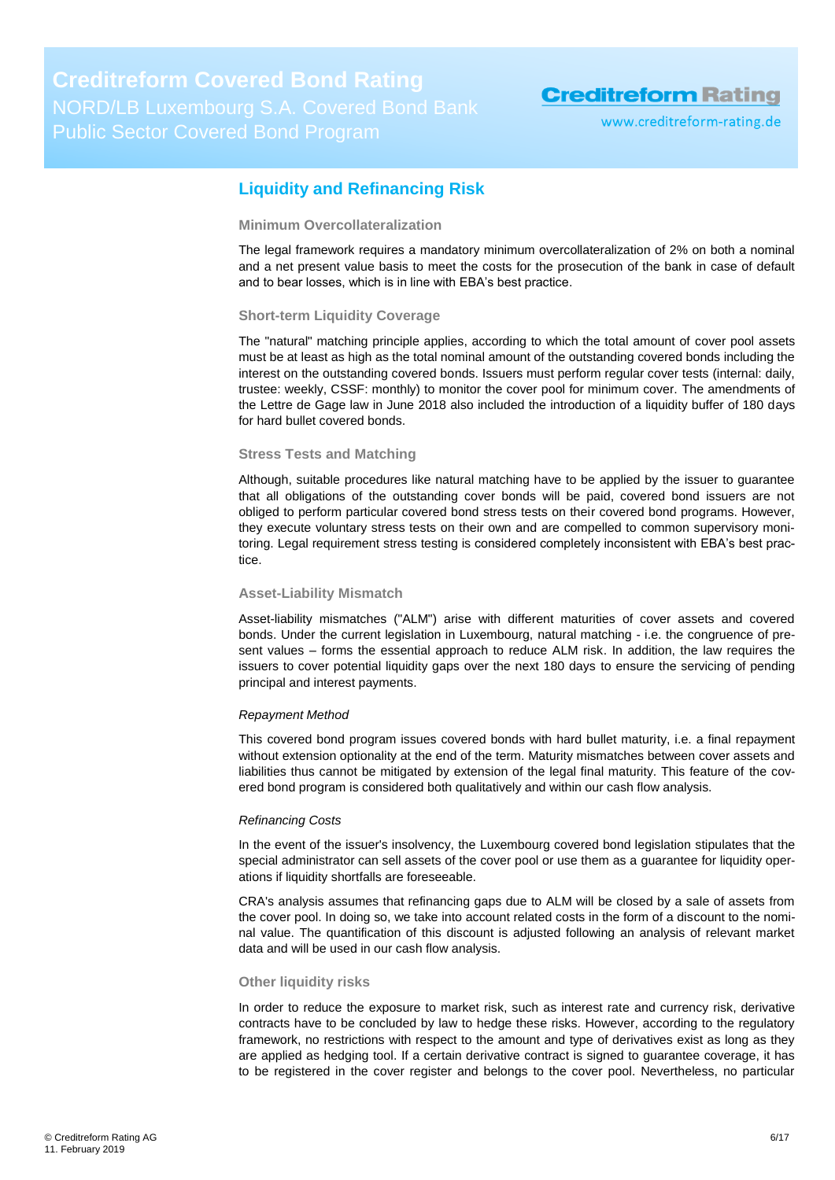## Liquidity and Refinancing Risk

### Minimum Overcollateralization

The legal framework requires a mandatory minimum overcollateralization of 2% on both a nominal and a net present value basis to meet the costs for the prosecution of the bank in case of default and to bear losses, which is in line with EBA's best practice.

### Short-term Liquidity Coverage

The "natural" matching principle applies, according to which the total amount of cover pool assets must be at least as high as the total nominal amount of the outstanding covered bonds including the interest on the outstanding covered bonds. Issuers must perform regular cover tests (internal: daily, trustee: weekly, CSSF: monthly) to monitor the cover pool for minimum cover. The amendments of the Lettre de Gage law in June 2018 also included the introduction of a liquidity buffer of 180 days for hard bullet covered bonds.

### Stress Tests and Matching

Although, suitable procedures like natural matching have to be applied by the issuer to guarantee that all obligations of the outstanding cover bonds will be paid, covered bond issuers are not obliged to perform particular covered bond stress tests on their covered bond programs. However, they execute voluntary stress tests on their own and are compelled to common supervisory monitoring. Legal requirement stress testing is considered completely inconsistent with EBA's best practice.

### Asset-Liability Mismatch

Asset-liability mismatches ("ALM") arise with different maturities of cover assets and covered bonds. Under the current legislation in Luxembourg, natural matching - i.e. the congruence of present values – forms the essential approach to reduce ALM risk. In addition, the law requires the issuers to cover potential liquidity gaps over the next 180 days to ensure the servicing of pending principal and interest payments.

*Repayment Method*

This covered bond program issues covered bonds with hard bullet maturity, i.e. a final repayment without extension optionality at the end of the term. Maturity mismatches between cover assets and liabilities thus cannot be mitigated by extension of the legal final maturity. This feature of the covered bond program is considered both qualitatively and within our cash flow analysis.

*Refinancing Costs*

In the event of the issuer's insolvency, the Luxembourg covered bond legislation stipulates that the special administrator can sell assets of the cover pool or use them as a guarantee for liquidity operations if liquidity shortfalls are foreseeable.

CRA's analysis assumes that refinancing gaps due to ALM will be closed by a sale of assets from the cover pool. In doing so, we take into account related costs in the form of a discount to the nominal value. The quantification of this discount is adjusted following an analysis of relevant market data and will be used in our cash flow analysis.

### Other liquidity risks

In order to reduce the exposure to market risk, such as interest rate and currency risk, derivative contracts have to be concluded by law to hedge these risks. However, according to the regulatory framework, no restrictions with respect to the amount and type of derivatives exist as long as they are applied as hedging tool. If a certain derivative contract is signed to guarantee coverage, it has to be registered in the cover register and belongs to the cover pool. Nevertheless, no particular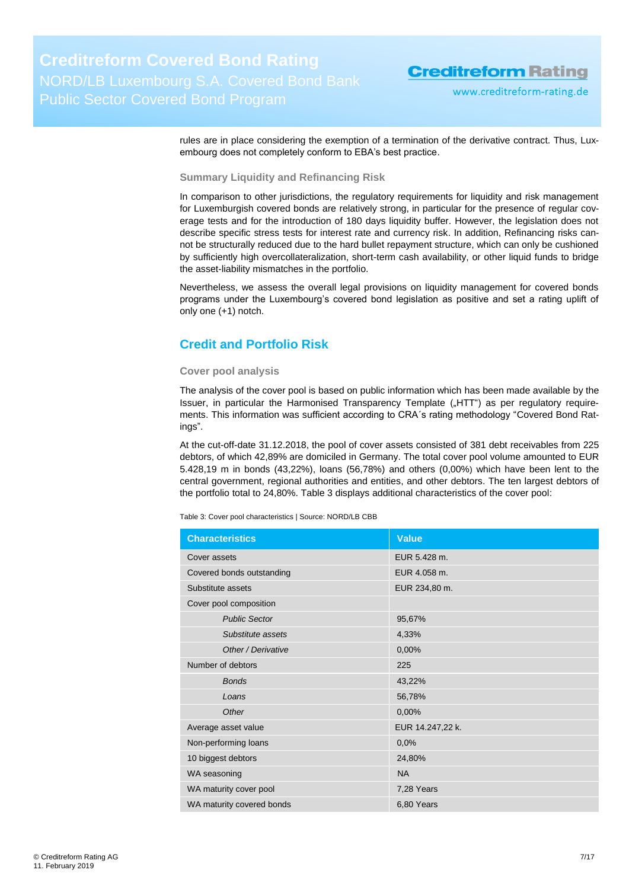rules are in place considering the exemption of a termination of the derivative contract. Thus, Luxembourg does not completely conform to EBA's best practice.

### Summary Liquidity and Refinancing Risk

In comparison to other jurisdictions, the regulatory requirements for liquidity and risk management for Luxemburgish covered bonds are relatively strong, in particular for the presence of regular coverage tests and for the introduction of 180 days liquidity buffer. However, the legislation does not describe specific stress tests for interest rate and currency risk. In addition, Refinancing risks cannot be structurally reduced due to the hard bullet repayment structure, which can only be cushioned by sufficiently high overcollateralization, short-term cash availability, or other liquid funds to bridge the asset-liability mismatches in the portfolio.

Nevertheless, we assess the overall legal provisions on liquidity management for covered bonds programs under the Luxembourg's covered bond legislation as positive and set a rating uplift of only one (+1) notch.

## Credit and Portfolio Risk

### Cover pool analysis

The analysis of the cover pool is based on public information which has been made available by the Issuer, in particular the Harmonised Transparency Template („HTT") as per regulatory requirements. This information was sufficient according to CRA´s rating methodology "Covered Bond Ratings".

At the cut-off-date 31.12.2018, the pool of cover assets consisted of 381 debt receivables from 225 debtors, of which 42,89% are domiciled in Germany. The total cover pool volume amounted to EUR 5.428,19 m in bonds (43,22%), loans (56,78%) and others (0,00%) which have been lent to the central government, regional authorities and entities, and other debtors. The ten largest debtors of the portfolio total to 24,80%. Table 3 displays additional characteristics of the cover pool:

Table 3: Cover pool characteristics | Source: NORD/LB CBB

| Characteristics | Value |
|---|---|
| Cover assets | EUR 5.428 m. |
| Covered bonds outstanding | EUR 4.058 m. |
| Substitute assets | EUR 234,80 m. |
| Cover pool composition | |
| *Public Sector* | 95,67% |
| *Substitute assets* | 4,33% |
| *Other / Derivative* | 0,00% |
| Number of debtors | 225 |
| *Bonds* | 43,22% |
| *Loans* | 56,78% |
| *Other* | 0,00% |
| Average asset value | EUR 14.247,22 k. |
| Non-performing loans | 0,0% |
| 10 biggest debtors | 24,80% |
| WA seasoning | NA |
| WA maturity cover pool | 7,28 Years |
| WA maturity covered bonds | 6,80 Years |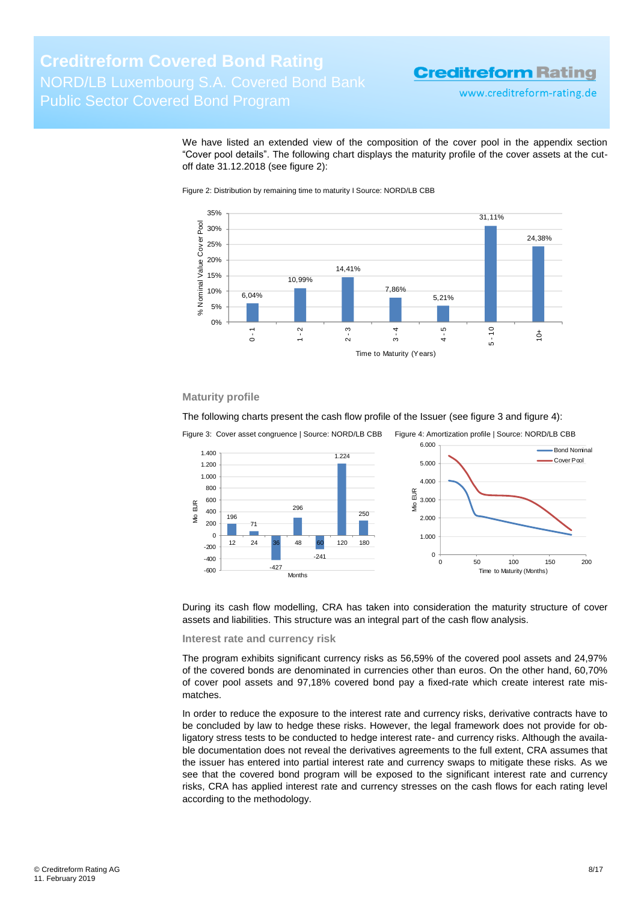We have listed an extended view of the composition of the cover pool in the appendix section "Cover pool details". The following chart displays the maturity profile of the cover assets at the cut-off date 31.12.2018 (see figure 2):

Figure 2: Distribution by remaining time to maturity I Source: NORD/LB CBB

| Time to Maturity (Years) | % Nominal Value Cover Pool |
|---|---|
| 0 - 1 | 6,04% |
| 1 - 2 | 10,99% |
| 2 - 3 | 14,41% |
| 3 - 4 | 7,86% |
| 4 - 5 | 5,21% |
| 5 - 10 | 31,11% |
| 10+ | 24,38% |

### Maturity profile

The following charts present the cash flow profile of the Issuer (see figure 3 and figure 4):

Figure 3: Cover asset congruence | Source: NORD/LB CBB

| Months | Mio EUR |
|---|---|
| 12 | 196 |
| 24 | 71 |
| 36 | -427 |
| 48 | 296 |
| 60 | -241 |
| 120 | 1.224 |
| 180 | 250 |

Figure 4: Amortization profile | Source: NORD/LB CBB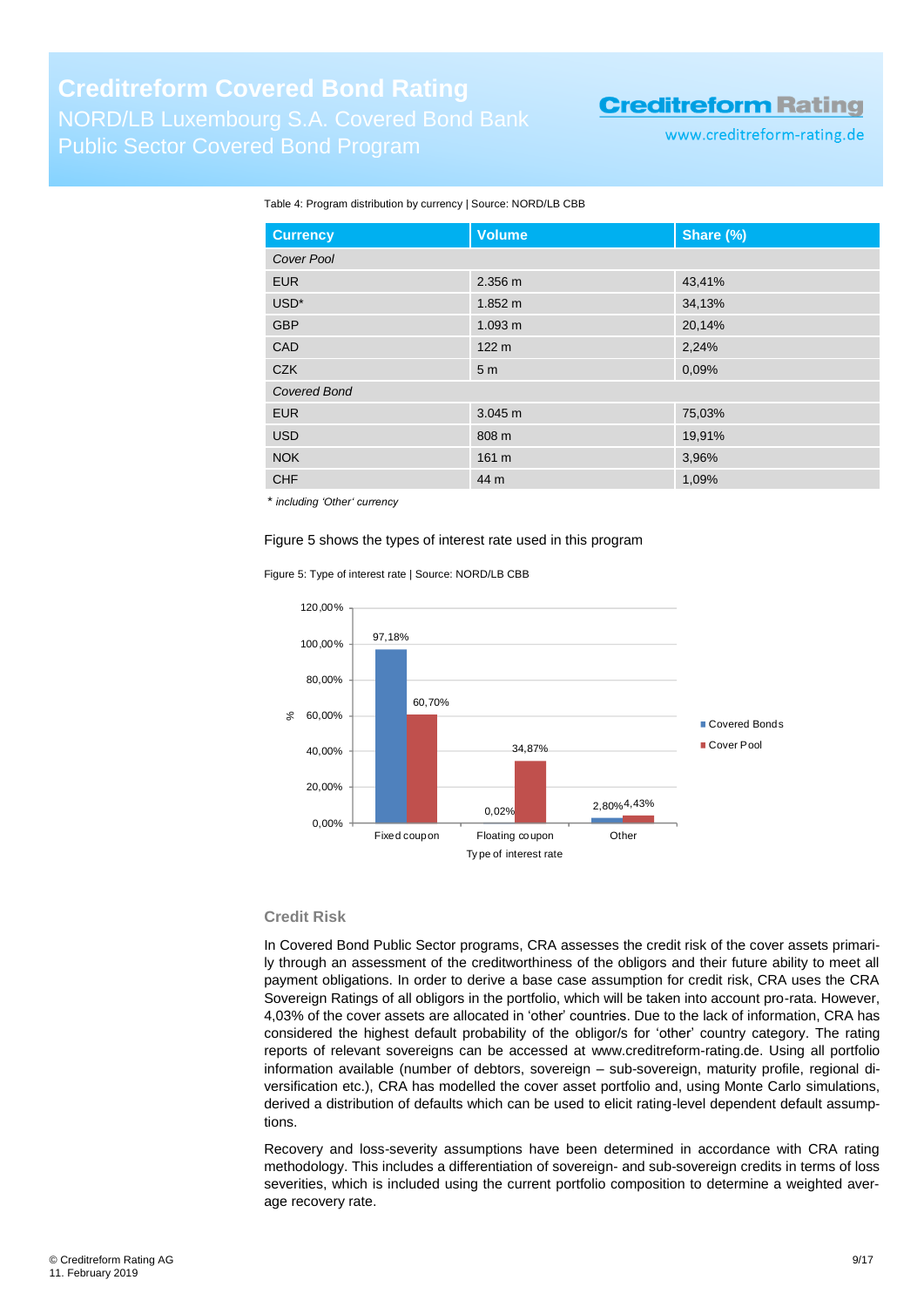Table 4: Program distribution by currency | Source: NORD/LB CBB

| Currency | Volume | Share (%) |
|---|---|---|
| *Cover Pool* | | |
| EUR | 2.356 m | 43,41% |
| USD* | 1.852 m | 34,13% |
| GBP | 1.093 m | 20,14% |
| CAD | 122 m | 2,24% |
| CZK | 5 m | 0,09% |
| *Covered Bond* | | |
| EUR | 3.045 m | 75,03% |
| USD | 808 m | 19,91% |
| NOK | 161 m | 3,96% |
| CHF | 44 m | 1,09% |

* *including 'Other' currency*

Figure 5 shows the types of interest rate used in this program

Figure 5: Type of interest rate | Source: NORD/LB CBB

| Type of interest rate | Covered Bonds | Cover Pool |
|---|---|---|
| Fixed coupon | 97,18% | 60,70% |
| Floating coupon | 0,02% | 34,87% |
| Other | 2,80% | 4,43% |

## Credit Risk

In Covered Bond Public Sector programs, CRA assesses the credit risk of the cover assets primarily through an assessment of the creditworthiness of the obligors and their future ability to meet all payment obligations. In order to derive a base case assumption for credit risk, CRA uses the CRA Sovereign Ratings of all obligors in the portfolio, which will be taken into account pro-rata. However, 4,03% of the cover assets are allocated in 'other' countries. Due to the lack of information, CRA has considered the highest default probability of the obligor/s for 'other' country category. The rating reports of relevant sovereigns can be accessed at www.creditreform-rating.de. Using all portfolio information available (number of debtors, sovereign – sub-sovereign, maturity profile, regional diversification etc.), CRA has modelled the cover asset portfolio and, using Monte Carlo simulations, derived a distribution of defaults which can be used to elicit rating-level dependent default assumptions.

Recovery and loss-severity assumptions have been determined in accordance with CRA rating methodology. This includes a differentiation of sovereign- and sub-sovereign credits in terms of loss severities, which is included using the current portfolio composition to determine a weighted average recovery rate.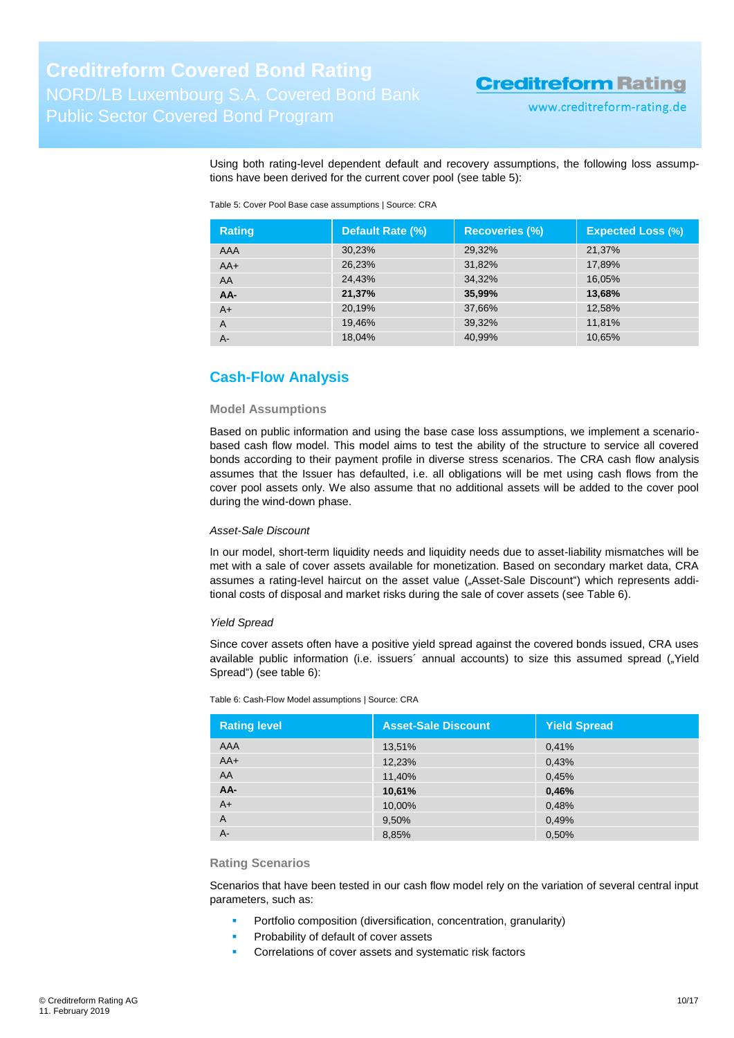Using both rating-level dependent default and recovery assumptions, the following loss assumptions have been derived for the current cover pool (see table 5):

Table 5: Cover Pool Base case assumptions | Source: CRA

| Rating | Default Rate (%) | Recoveries (%) | Expected Loss (%) |
|---|---|---|---|
| AAA | 30,23% | 29,32% | 21,37% |
| AA+ | 26,23% | 31,82% | 17,89% |
| AA | 24,43% | 34,32% | 16,05% |
| **AA-** | **21,37%** | **35,99%** | **13,68%** |
| A+ | 20,19% | 37,66% | 12,58% |
| A | 19,46% | 39,32% | 11,81% |
| A- | 18,04% | 40,99% | 10,65% |

## Cash-Flow Analysis

### Model Assumptions

Based on public information and using the base case loss assumptions, we implement a scenario-based cash flow model. This model aims to test the ability of the structure to service all covered bonds according to their payment profile in diverse stress scenarios. The CRA cash flow analysis assumes that the Issuer has defaulted, i.e. all obligations will be met using cash flows from the cover pool assets only. We also assume that no additional assets will be added to the cover pool during the wind-down phase.

*Asset-Sale Discount*

In our model, short-term liquidity needs and liquidity needs due to asset-liability mismatches will be met with a sale of cover assets available for monetization. Based on secondary market data, CRA assumes a rating-level haircut on the asset value („Asset-Sale Discount“) which represents additional costs of disposal and market risks during the sale of cover assets (see Table 6).

*Yield Spread*

Since cover assets often have a positive yield spread against the covered bonds issued, CRA uses available public information (i.e. issuers´ annual accounts) to size this assumed spread („Yield Spread“) (see table 6):

Table 6: Cash-Flow Model assumptions | Source: CRA

| Rating level | Asset-Sale Discount | Yield Spread |
|---|---|---|
| AAA | 13,51% | 0,41% |
| AA+ | 12,23% | 0,43% |
| AA | 11,40% | 0,45% |
| **AA-** | **10,61%** | **0,46%** |
| A+ | 10,00% | 0,48% |
| A | 9,50% | 0,49% |
| A- | 8,85% | 0,50% |

### Rating Scenarios

Scenarios that have been tested in our cash flow model rely on the variation of several central input parameters, such as:

- Portfolio composition (diversification, concentration, granularity)
- Probability of default of cover assets
- Correlations of cover assets and systematic risk factors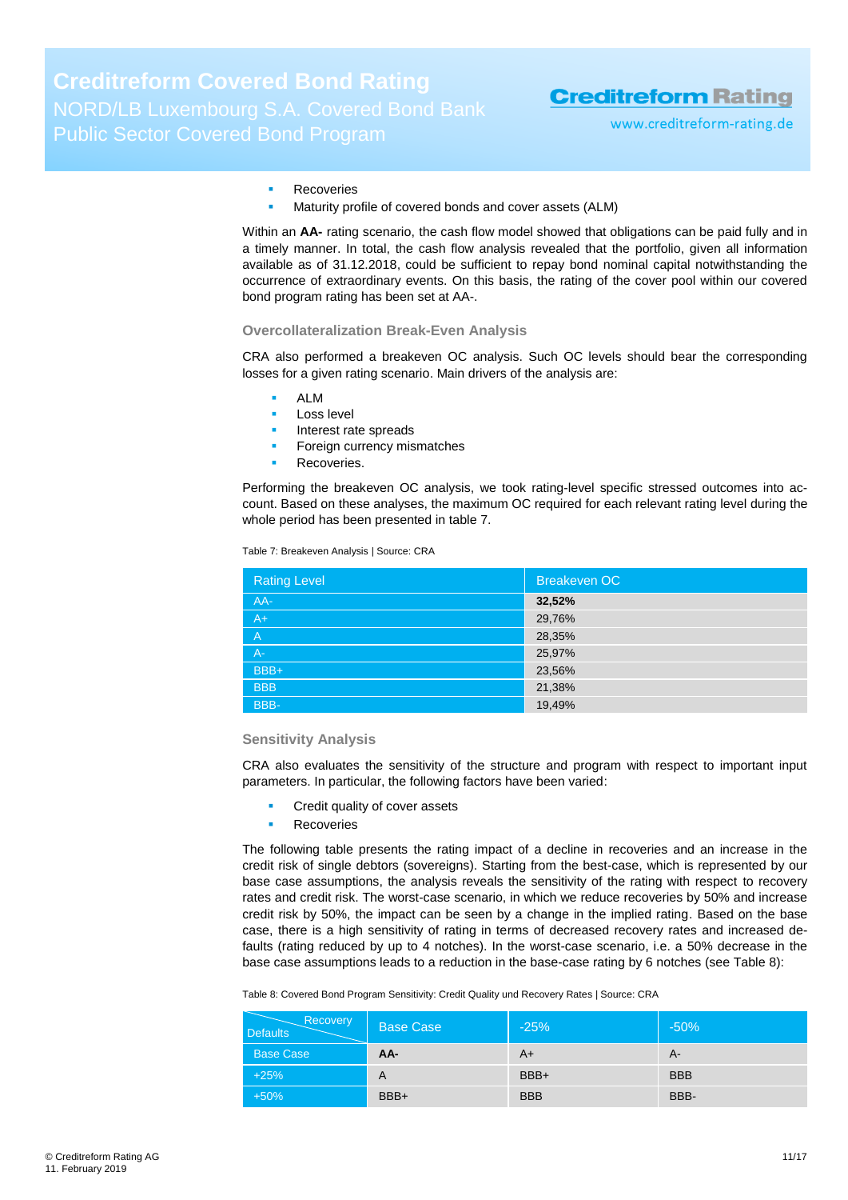- Recoveries
- Maturity profile of covered bonds and cover assets (ALM)

Within an **AA-** rating scenario, the cash flow model showed that obligations can be paid fully and in a timely manner. In total, the cash flow analysis revealed that the portfolio, given all information available as of 31.12.2018, could be sufficient to repay bond nominal capital notwithstanding the occurrence of extraordinary events. On this basis, the rating of the cover pool within our covered bond program rating has been set at AA-.

### Overcollateralization Break-Even Analysis

CRA also performed a breakeven OC analysis. Such OC levels should bear the corresponding losses for a given rating scenario. Main drivers of the analysis are:

- ALM
- Loss level
- Interest rate spreads
- Foreign currency mismatches
- Recoveries.

Performing the breakeven OC analysis, we took rating-level specific stressed outcomes into account. Based on these analyses, the maximum OC required for each relevant rating level during the whole period has been presented in table 7.

Table 7: Breakeven Analysis | Source: CRA

| Rating Level | Breakeven OC |
|---|---|
| AA- | **32,52%** |
| A+ | 29,76% |
| A | 28,35% |
| A- | 25,97% |
| BBB+ | 23,56% |
| BBB | 21,38% |
| BBB- | 19,49% |

### Sensitivity Analysis

CRA also evaluates the sensitivity of the structure and program with respect to important input parameters. In particular, the following factors have been varied:

- Credit quality of cover assets
- Recoveries

The following table presents the rating impact of a decline in recoveries and an increase in the credit risk of single debtors (sovereigns). Starting from the best-case, which is represented by our base case assumptions, the analysis reveals the sensitivity of the rating with respect to recovery rates and credit risk. The worst-case scenario, in which we reduce recoveries by 50% and increase credit risk by 50%, the impact can be seen by a change in the implied rating. Based on the base case, there is a high sensitivity of rating in terms of decreased recovery rates and increased defaults (rating reduced by up to 4 notches). In the worst-case scenario, i.e. a 50% decrease in the base case assumptions leads to a reduction in the base-case rating by 6 notches (see Table 8):

Table 8: Covered Bond Program Sensitivity: Credit Quality und Recovery Rates | Source: CRA

| Defaults \ Recovery | Base Case | -25% | -50% |
|---|---|---|---|
| Base Case | **AA-** | A+ | A- |
| +25% | A | BBB+ | BBB |
| +50% | BBB+ | BBB | BBB- |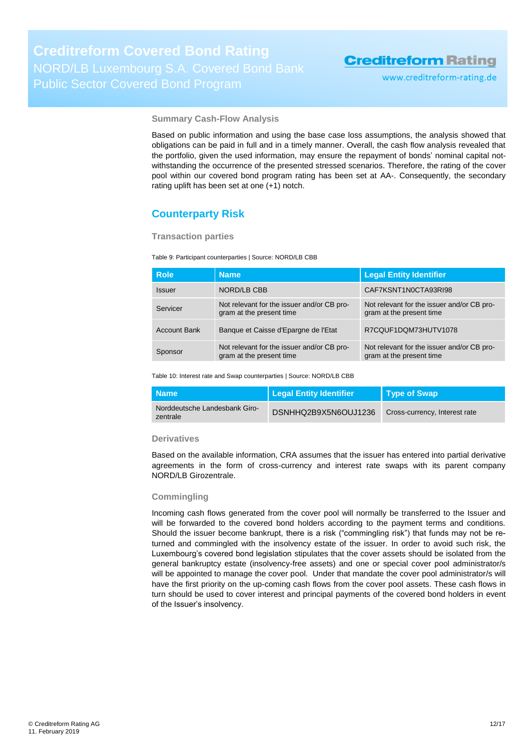### Summary Cash-Flow Analysis

Based on public information and using the base case loss assumptions, the analysis showed that obligations can be paid in full and in a timely manner. Overall, the cash flow analysis revealed that the portfolio, given the used information, may ensure the repayment of bonds' nominal capital notwithstanding the occurrence of the presented stressed scenarios. Therefore, the rating of the cover pool within our covered bond program rating has been set at AA-. Consequently, the secondary rating uplift has been set at one (+1) notch.

## Counterparty Risk

### Transaction parties

Table 9: Participant counterparties | Source: NORD/LB CBB

| Role | Name | Legal Entity Identifier |
| --- | --- | --- |
| Issuer | NORD/LB CBB | CAF7KSNT1N0CTA93RI98 |
| Servicer | Not relevant for the issuer and/or CB program at the present time | Not relevant for the issuer and/or CB program at the present time |
| Account Bank | Banque et Caisse d'Epargne de l'Etat | R7CQUF1DQM73HUTV1078 |
| Sponsor | Not relevant for the issuer and/or CB program at the present time | Not relevant for the issuer and/or CB program at the present time |

Table 10: Interest rate and Swap counterparties | Source: NORD/LB CBB

| Name | Legal Entity Identifier | Type of Swap |
| --- | --- | --- |
| Norddeutsche Landesbank Girozentrale | DSNHHQ2B9X5N6OUJ1236 | Cross-currency, Interest rate |

### Derivatives

Based on the available information, CRA assumes that the issuer has entered into partial derivative agreements in the form of cross-currency and interest rate swaps with its parent company NORD/LB Girozentrale.

### Commingling

Incoming cash flows generated from the cover pool will normally be transferred to the Issuer and will be forwarded to the covered bond holders according to the payment terms and conditions. Should the issuer become bankrupt, there is a risk ("commingling risk") that funds may not be returned and commingled with the insolvency estate of the issuer. In order to avoid such risk, the Luxembourg's covered bond legislation stipulates that the cover assets should be isolated from the general bankruptcy estate (insolvency-free assets) and one or special cover pool administrator/s will be appointed to manage the cover pool. Under that mandate the cover pool administrator/s will have the first priority on the up-coming cash flows from the cover pool assets. These cash flows in turn should be used to cover interest and principal payments of the covered bond holders in event of the Issuer's insolvency.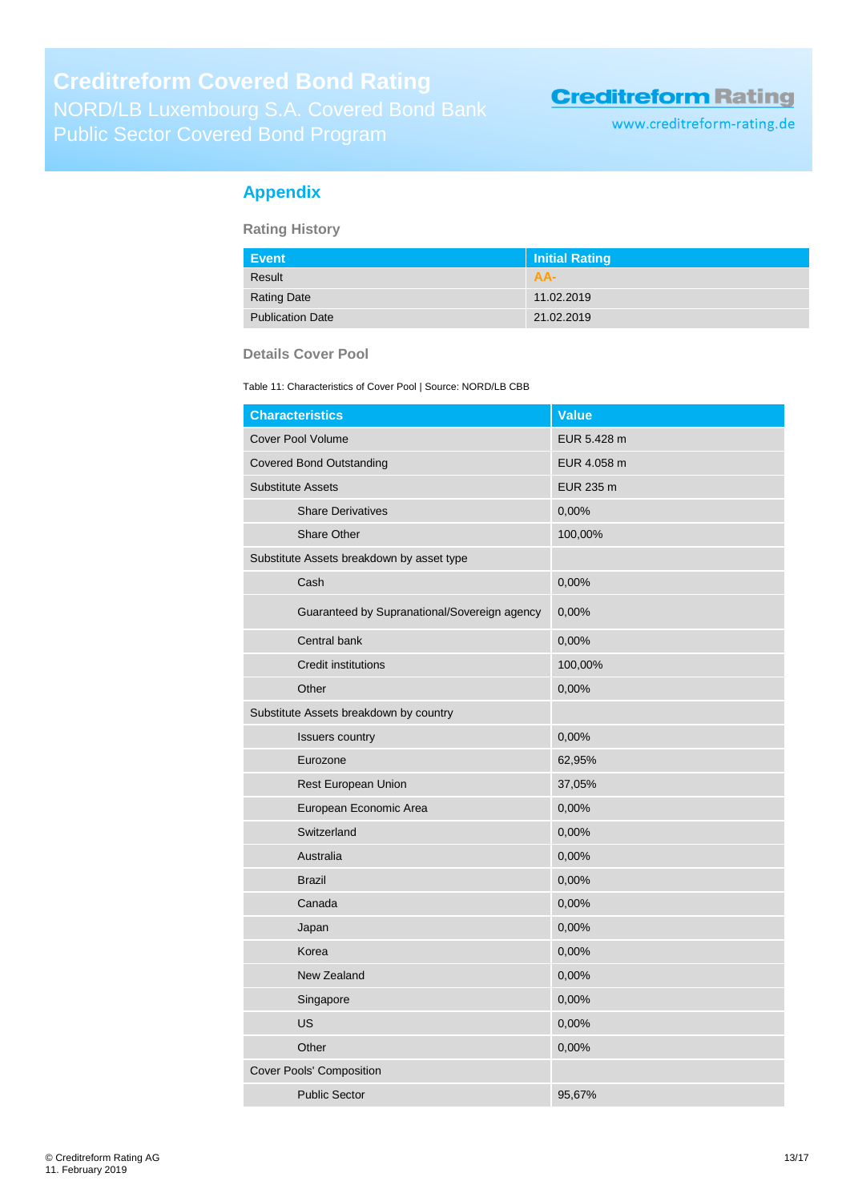## Appendix

### Rating History

| Event | Initial Rating |
|---|---|
| Result | AA- |
| Rating Date | 11.02.2019 |
| Publication Date | 21.02.2019 |

### Details Cover Pool

Table 11: Characteristics of Cover Pool | Source: NORD/LB CBB

| Characteristics | Value |
|---|---|
| Cover Pool Volume | EUR 5.428 m |
| Covered Bond Outstanding | EUR 4.058 m |
| Substitute Assets | EUR 235 m |
| Share Derivatives | 0,00% |
| Share Other | 100,00% |
| Substitute Assets breakdown by asset type | |
| Cash | 0,00% |
| Guaranteed by Supranational/Sovereign agency | 0,00% |
| Central bank | 0,00% |
| Credit institutions | 100,00% |
| Other | 0,00% |
| Substitute Assets breakdown by country | |
| Issuers country | 0,00% |
| Eurozone | 62,95% |
| Rest European Union | 37,05% |
| European Economic Area | 0,00% |
| Switzerland | 0,00% |
| Australia | 0,00% |
| Brazil | 0,00% |
| Canada | 0,00% |
| Japan | 0,00% |
| Korea | 0,00% |
| New Zealand | 0,00% |
| Singapore | 0,00% |
| US | 0,00% |
| Other | 0,00% |
| Cover Pools' Composition | |
| Public Sector | 95,67% |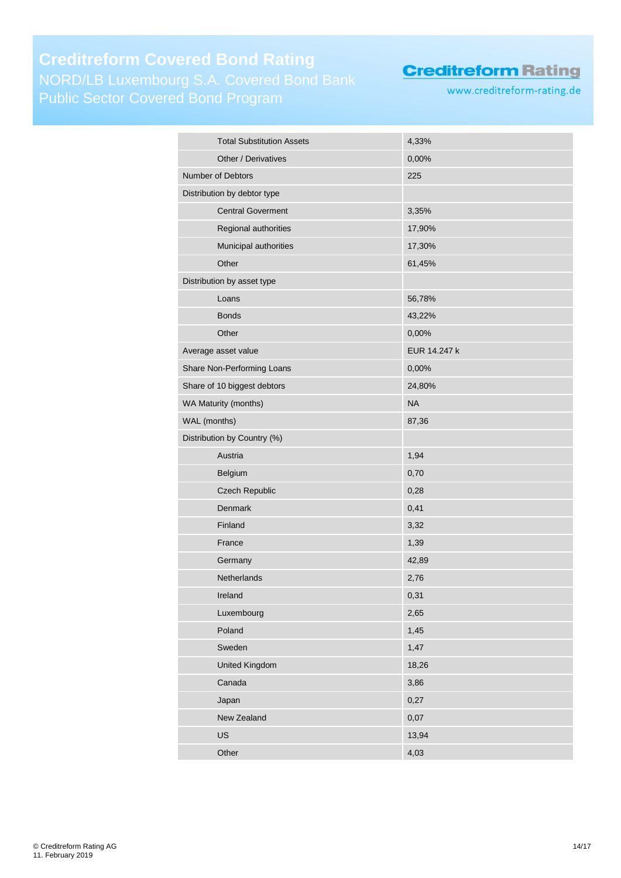| | |
|---|---|
| Total Substitution Assets | 4,33% |
| Other / Derivatives | 0,00% |
| Number of Debtors | 225 |
| Distribution by debtor type | |
| Central Goverment | 3,35% |
| Regional authorities | 17,90% |
| Municipal authorities | 17,30% |
| Other | 61,45% |
| Distribution by asset type | |
| Loans | 56,78% |
| Bonds | 43,22% |
| Other | 0,00% |
| Average asset value | EUR 14.247 k |
| Share Non-Performing Loans | 0,00% |
| Share of 10 biggest debtors | 24,80% |
| WA Maturity (months) | NA |
| WAL (months) | 87,36 |
| Distribution by Country (%) | |
| Austria | 1,94 |
| Belgium | 0,70 |
| Czech Republic | 0,28 |
| Denmark | 0,41 |
| Finland | 3,32 |
| France | 1,39 |
| Germany | 42,89 |
| Netherlands | 2,76 |
| Ireland | 0,31 |
| Luxembourg | 2,65 |
| Poland | 1,45 |
| Sweden | 1,47 |
| United Kingdom | 18,26 |
| Canada | 3,86 |
| Japan | 0,27 |
| New Zealand | 0,07 |
| US | 13,94 |
| Other | 4,03 |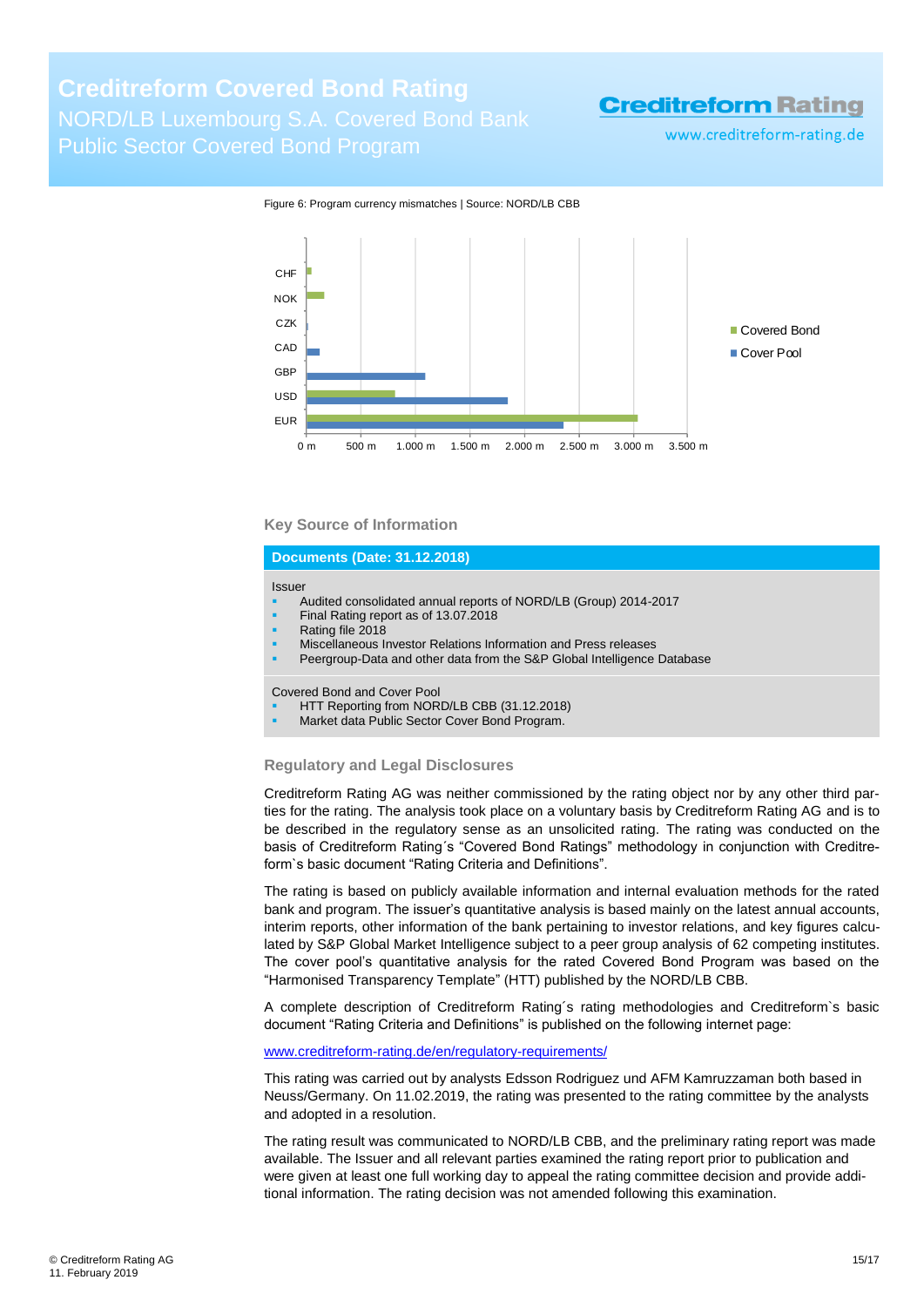Figure 6: Program currency mismatches | Source: NORD/LB CBB

### Key Source of Information

| Documents (Date: 31.12.2018) |
|---|
| Issuer<br>▪ Audited consolidated annual reports of NORD/LB (Group) 2014-2017<br>▪ Final Rating report as of 13.07.2018<br>▪ Rating file 2018<br>▪ Miscellaneous Investor Relations Information and Press releases<br>▪ Peergroup-Data and other data from the S&P Global Intelligence Database |
| Covered Bond and Cover Pool<br>▪ HTT Reporting from NORD/LB CBB (31.12.2018)<br>▪ Market data Public Sector Cover Bond Program. |

### Regulatory and Legal Disclosures

Creditreform Rating AG was neither commissioned by the rating object nor by any other third parties for the rating. The analysis took place on a voluntary basis by Creditreform Rating AG and is to be described in the regulatory sense as an unsolicited rating. The rating was conducted on the basis of Creditreform Rating´s "Covered Bond Ratings" methodology in conjunction with Creditreform`s basic document "Rating Criteria and Definitions".

The rating is based on publicly available information and internal evaluation methods for the rated bank and program. The issuer's quantitative analysis is based mainly on the latest annual accounts, interim reports, other information of the bank pertaining to investor relations, and key figures calculated by S&P Global Market Intelligence subject to a peer group analysis of 62 competing institutes. The cover pool's quantitative analysis for the rated Covered Bond Program was based on the "Harmonised Transparency Template" (HTT) published by the NORD/LB CBB.

A complete description of Creditreform Rating´s rating methodologies and Creditreform`s basic document "Rating Criteria and Definitions" is published on the following internet page:

www.creditreform-rating.de/en/regulatory-requirements/

This rating was carried out by analysts Edsson Rodriguez und AFM Kamruzzaman both based in Neuss/Germany. On 11.02.2019, the rating was presented to the rating committee by the analysts and adopted in a resolution.

The rating result was communicated to NORD/LB CBB, and the preliminary rating report was made available. The Issuer and all relevant parties examined the rating report prior to publication and were given at least one full working day to appeal the rating committee decision and provide additional information. The rating decision was not amended following this examination.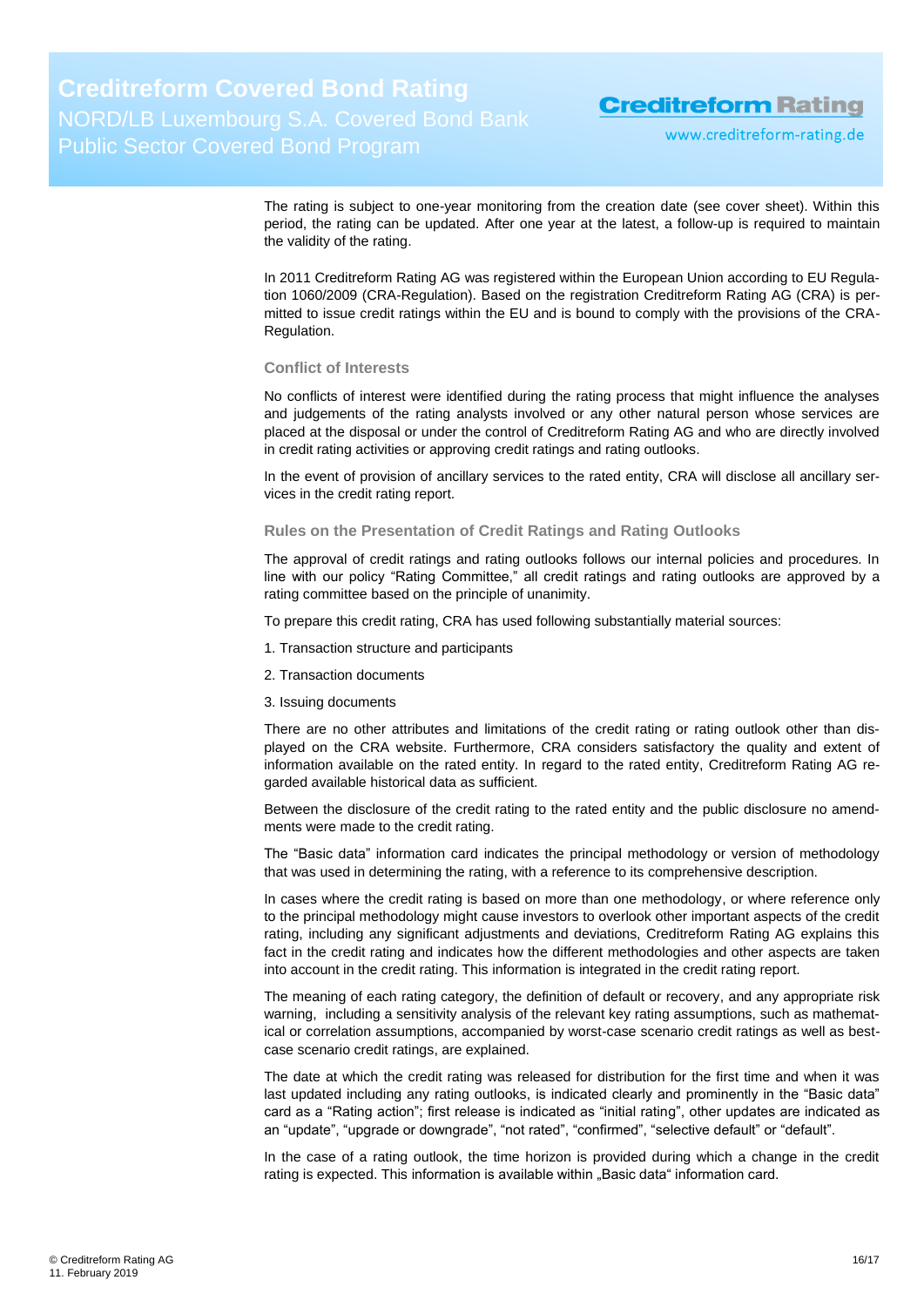The rating is subject to one-year monitoring from the creation date (see cover sheet). Within this period, the rating can be updated. After one year at the latest, a follow-up is required to maintain the validity of the rating.

In 2011 Creditreform Rating AG was registered within the European Union according to EU Regulation 1060/2009 (CRA-Regulation). Based on the registration Creditreform Rating AG (CRA) is permitted to issue credit ratings within the EU and is bound to comply with the provisions of the CRA-Regulation.

### Conflict of Interests

No conflicts of interest were identified during the rating process that might influence the analyses and judgements of the rating analysts involved or any other natural person whose services are placed at the disposal or under the control of Creditreform Rating AG and who are directly involved in credit rating activities or approving credit ratings and rating outlooks.

In the event of provision of ancillary services to the rated entity, CRA will disclose all ancillary services in the credit rating report.

### Rules on the Presentation of Credit Ratings and Rating Outlooks

The approval of credit ratings and rating outlooks follows our internal policies and procedures. In line with our policy "Rating Committee," all credit ratings and rating outlooks are approved by a rating committee based on the principle of unanimity.

To prepare this credit rating, CRA has used following substantially material sources:

1. Transaction structure and participants
2. Transaction documents
3. Issuing documents

There are no other attributes and limitations of the credit rating or rating outlook other than displayed on the CRA website. Furthermore, CRA considers satisfactory the quality and extent of information available on the rated entity. In regard to the rated entity, Creditreform Rating AG regarded available historical data as sufficient.

Between the disclosure of the credit rating to the rated entity and the public disclosure no amendments were made to the credit rating.

The "Basic data" information card indicates the principal methodology or version of methodology that was used in determining the rating, with a reference to its comprehensive description.

In cases where the credit rating is based on more than one methodology, or where reference only to the principal methodology might cause investors to overlook other important aspects of the credit rating, including any significant adjustments and deviations, Creditreform Rating AG explains this fact in the credit rating and indicates how the different methodologies and other aspects are taken into account in the credit rating. This information is integrated in the credit rating report.

The meaning of each rating category, the definition of default or recovery, and any appropriate risk warning, including a sensitivity analysis of the relevant key rating assumptions, such as mathematical or correlation assumptions, accompanied by worst-case scenario credit ratings as well as best-case scenario credit ratings, are explained.

The date at which the credit rating was released for distribution for the first time and when it was last updated including any rating outlooks, is indicated clearly and prominently in the "Basic data" card as a "Rating action"; first release is indicated as "initial rating", other updates are indicated as an "update", "upgrade or downgrade", "not rated", "confirmed", "selective default" or "default".

In the case of a rating outlook, the time horizon is provided during which a change in the credit rating is expected. This information is available within „Basic data" information card.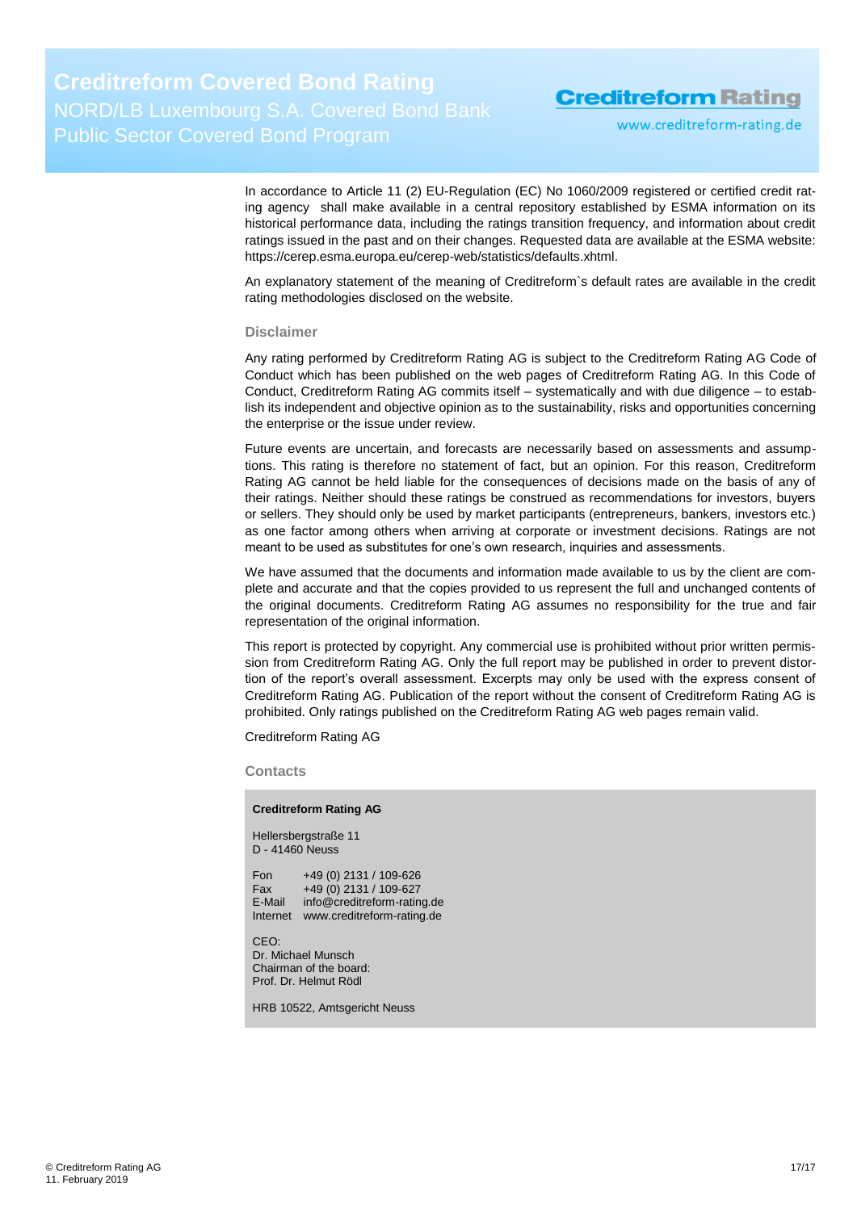In accordance to Article 11 (2) EU-Regulation (EC) No 1060/2009 registered or certified credit rating agency shall make available in a central repository established by ESMA information on its historical performance data, including the ratings transition frequency, and information about credit ratings issued in the past and on their changes. Requested data are available at the ESMA website: https://cerep.esma.europa.eu/cerep-web/statistics/defaults.xhtml.

An explanatory statement of the meaning of Creditreform`s default rates are available in the credit rating methodologies disclosed on the website.

## Disclaimer

Any rating performed by Creditreform Rating AG is subject to the Creditreform Rating AG Code of Conduct which has been published on the web pages of Creditreform Rating AG. In this Code of Conduct, Creditreform Rating AG commits itself – systematically and with due diligence – to establish its independent and objective opinion as to the sustainability, risks and opportunities concerning the enterprise or the issue under review.

Future events are uncertain, and forecasts are necessarily based on assessments and assumptions. This rating is therefore no statement of fact, but an opinion. For this reason, Creditreform Rating AG cannot be held liable for the consequences of decisions made on the basis of any of their ratings. Neither should these ratings be construed as recommendations for investors, buyers or sellers. They should only be used by market participants (entrepreneurs, bankers, investors etc.) as one factor among others when arriving at corporate or investment decisions. Ratings are not meant to be used as substitutes for one's own research, inquiries and assessments.

We have assumed that the documents and information made available to us by the client are complete and accurate and that the copies provided to us represent the full and unchanged contents of the original documents. Creditreform Rating AG assumes no responsibility for the true and fair representation of the original information.

This report is protected by copyright. Any commercial use is prohibited without prior written permission from Creditreform Rating AG. Only the full report may be published in order to prevent distortion of the report's overall assessment. Excerpts may only be used with the express consent of Creditreform Rating AG. Publication of the report without the consent of Creditreform Rating AG is prohibited. Only ratings published on the Creditreform Rating AG web pages remain valid.

Creditreform Rating AG

## Contacts

**Creditreform Rating AG**

Hellersbergstraße 11
D - 41460 Neuss

Fon +49 (0) 2131 / 109-626
Fax +49 (0) 2131 / 109-627
E-Mail info@creditreform-rating.de
Internet www.creditreform-rating.de

CEO:
Dr. Michael Munsch
Chairman of the board:
Prof. Dr. Helmut Rödl

HRB 10522, Amtsgericht Neuss